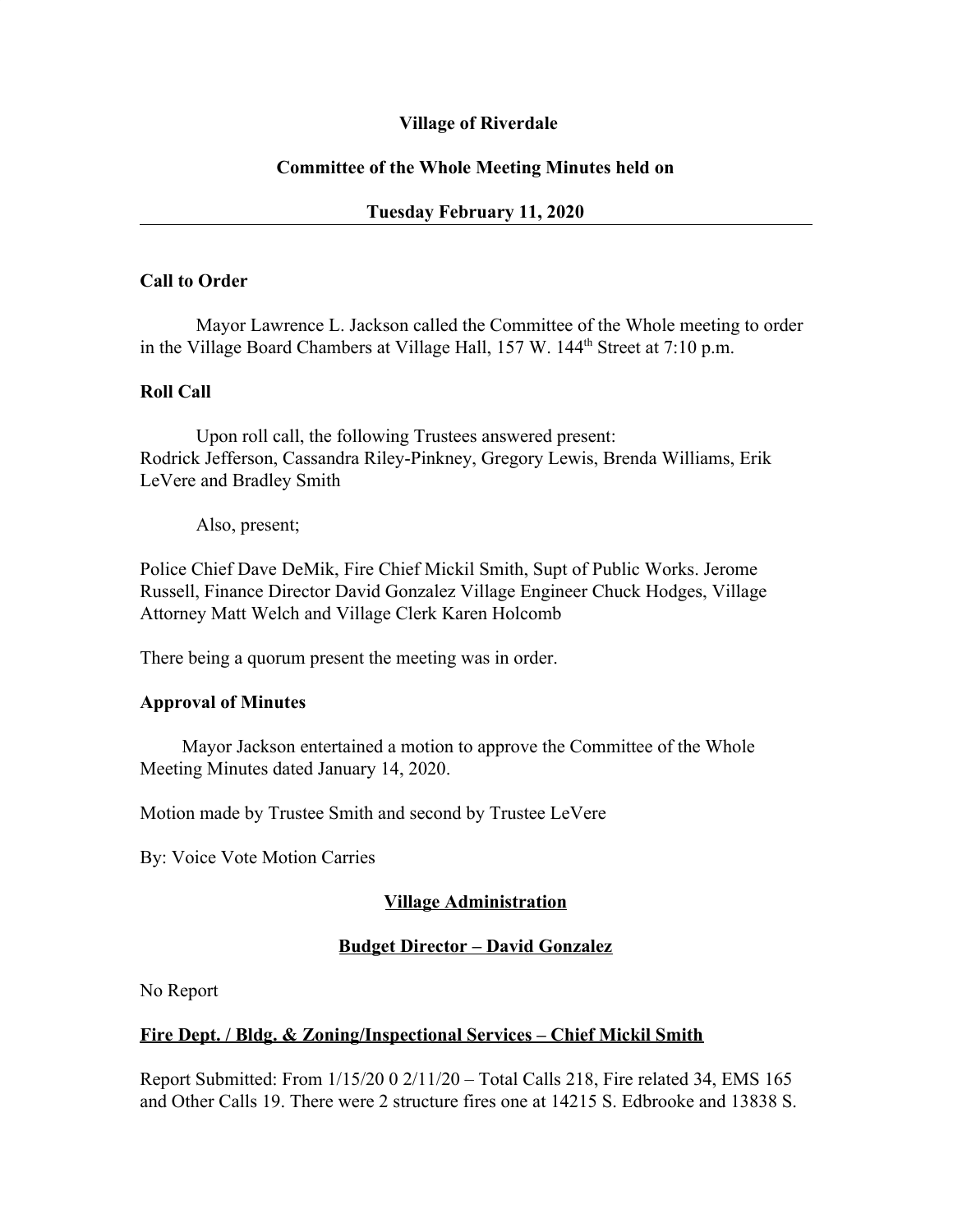**Village of Riverdale**

**Committee of the Whole Meeting Minutes held on**

**Tuesday February 11, 2020**

---

**Call to Order**

Mayor Lawrence L. Jackson called the Committee of the Whole meeting to order in the Village Board Chambers at Village Hall, 157 W. 144th Street at 7:10 p.m.

**Roll Call**

Upon roll call, the following Trustees answered present: Rodrick Jefferson, Cassandra Riley-Pinkney, Gregory Lewis, Brenda Williams, Erik LeVere and Bradley Smith

Also, present;

Police Chief Dave DeMik, Fire Chief Mickil Smith, Supt of Public Works. Jerome Russell, Finance Director David Gonzalez Village Engineer Chuck Hodges, Village Attorney Matt Welch and Village Clerk Karen Holcomb

There being a quorum present the meeting was in order.

**Approval of Minutes**

Mayor Jackson entertained a motion to approve the Committee of the Whole Meeting Minutes dated January 14, 2020.

Motion made by Trustee Smith and second by Trustee LeVere

By: Voice Vote Motion Carries

**<u>Village Administration</u>**

**<u>Budget Director – David Gonzalez</u>**

No Report

**<u>Fire Dept. / Bldg. & Zoning/Inspectional Services – Chief Mickil Smith</u>**

Report Submitted: From 1/15/20 0 2/11/20 – Total Calls 218, Fire related 34, EMS 165 and Other Calls 19. There were 2 structure fires one at 14215 S. Edbrooke and 13838 S.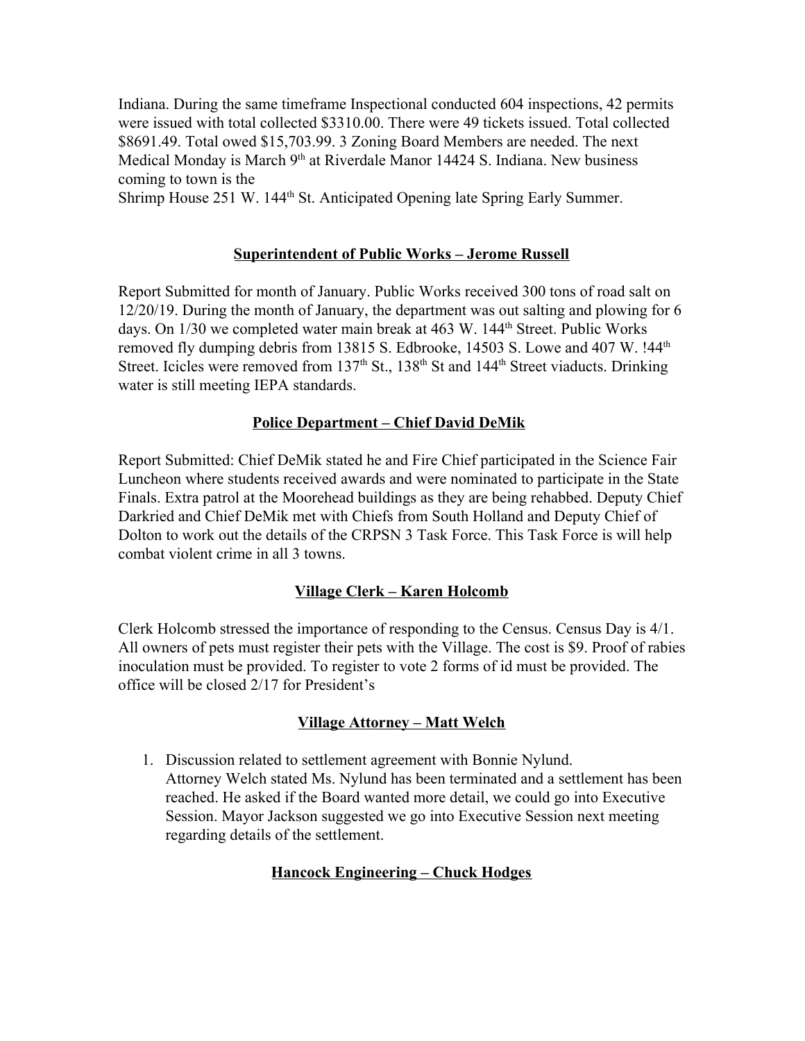Indiana. During the same timeframe Inspectional conducted 604 inspections, 42 permits were issued with total collected $3310.00. There were 49 tickets issued. Total collected $8691.49. Total owed $15,703.99. 3 Zoning Board Members are needed. The next Medical Monday is March 9th at Riverdale Manor 14424 S. Indiana. New business coming to town is the
Shrimp House 251 W. 144th St. Anticipated Opening late Spring Early Summer.

## Superintendent of Public Works – Jerome Russell

Report Submitted for month of January. Public Works received 300 tons of road salt on 12/20/19. During the month of January, the department was out salting and plowing for 6 days. On 1/30 we completed water main break at 463 W. 144th Street. Public Works removed fly dumping debris from 13815 S. Edbrooke, 14503 S. Lowe and 407 W. !44th Street. Icicles were removed from 137th St., 138th St and 144th Street viaducts. Drinking water is still meeting IEPA standards.

## Police Department – Chief David DeMik

Report Submitted: Chief DeMik stated he and Fire Chief participated in the Science Fair Luncheon where students received awards and were nominated to participate in the State Finals. Extra patrol at the Moorehead buildings as they are being rehabbed. Deputy Chief Darkried and Chief DeMik met with Chiefs from South Holland and Deputy Chief of Dolton to work out the details of the CRPSN 3 Task Force. This Task Force is will help combat violent crime in all 3 towns.

## Village Clerk – Karen Holcomb

Clerk Holcomb stressed the importance of responding to the Census. Census Day is 4/1. All owners of pets must register their pets with the Village. The cost is $9. Proof of rabies inoculation must be provided. To register to vote 2 forms of id must be provided. The office will be closed 2/17 for President's

## Village Attorney – Matt Welch

1. Discussion related to settlement agreement with Bonnie Nylund.
   Attorney Welch stated Ms. Nylund has been terminated and a settlement has been reached. He asked if the Board wanted more detail, we could go into Executive Session. Mayor Jackson suggested we go into Executive Session next meeting regarding details of the settlement.

## Hancock Engineering – Chuck Hodges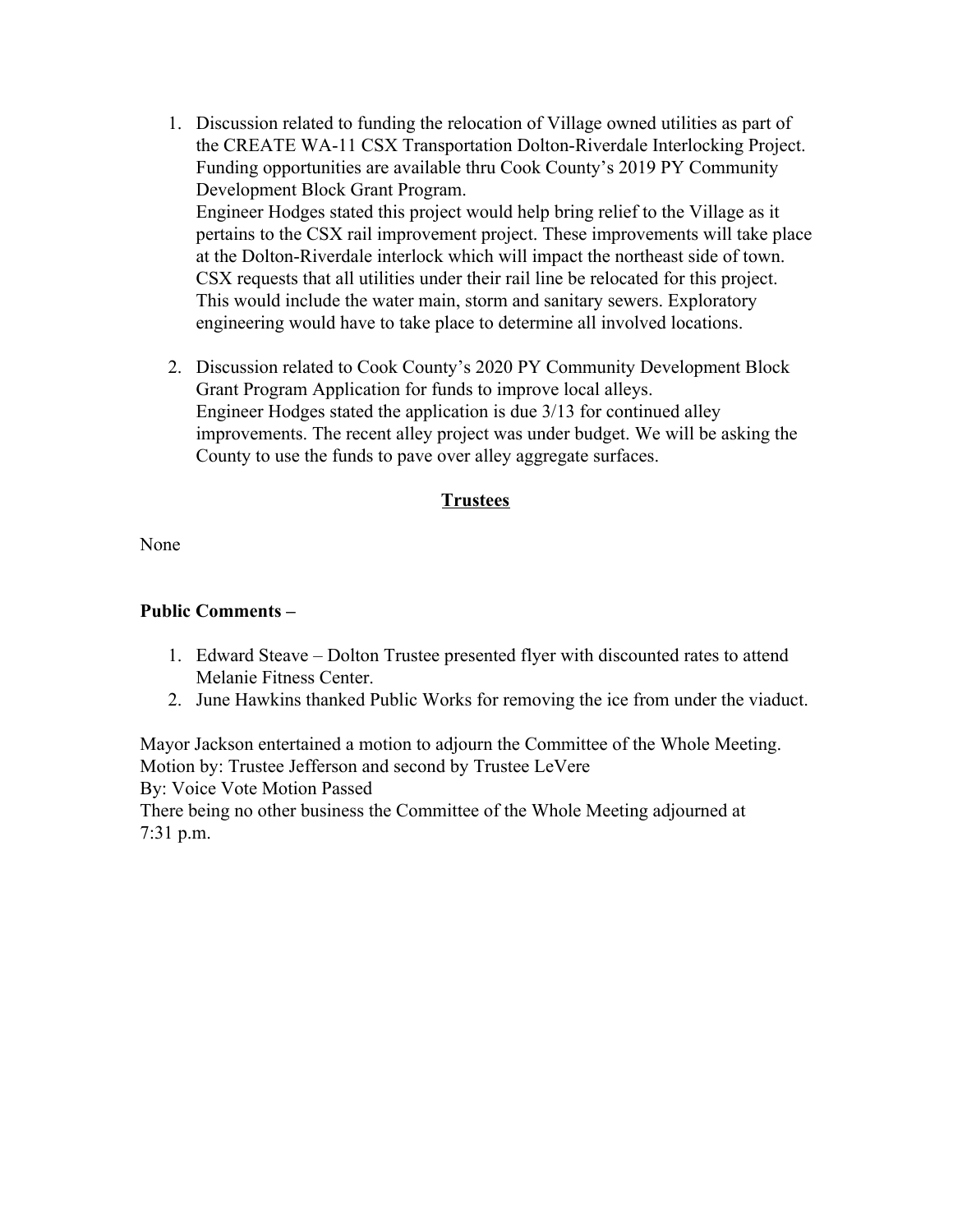1. Discussion related to funding the relocation of Village owned utilities as part of the CREATE WA-11 CSX Transportation Dolton-Riverdale Interlocking Project. Funding opportunities are available thru Cook County's 2019 PY Community Development Block Grant Program.
   Engineer Hodges stated this project would help bring relief to the Village as it pertains to the CSX rail improvement project. These improvements will take place at the Dolton-Riverdale interlock which will impact the northeast side of town. CSX requests that all utilities under their rail line be relocated for this project. This would include the water main, storm and sanitary sewers. Exploratory engineering would have to take place to determine all involved locations.

2. Discussion related to Cook County's 2020 PY Community Development Block Grant Program Application for funds to improve local alleys.
   Engineer Hodges stated the application is due 3/13 for continued alley improvements. The recent alley project was under budget. We will be asking the County to use the funds to pave over alley aggregate surfaces.

## Trustees

None

**Public Comments –**

1. Edward Steave – Dolton Trustee presented flyer with discounted rates to attend Melanie Fitness Center.
2. June Hawkins thanked Public Works for removing the ice from under the viaduct.

Mayor Jackson entertained a motion to adjourn the Committee of the Whole Meeting.
Motion by: Trustee Jefferson and second by Trustee LeVere
By: Voice Vote Motion Passed
There being no other business the Committee of the Whole Meeting adjourned at 7:31 p.m.